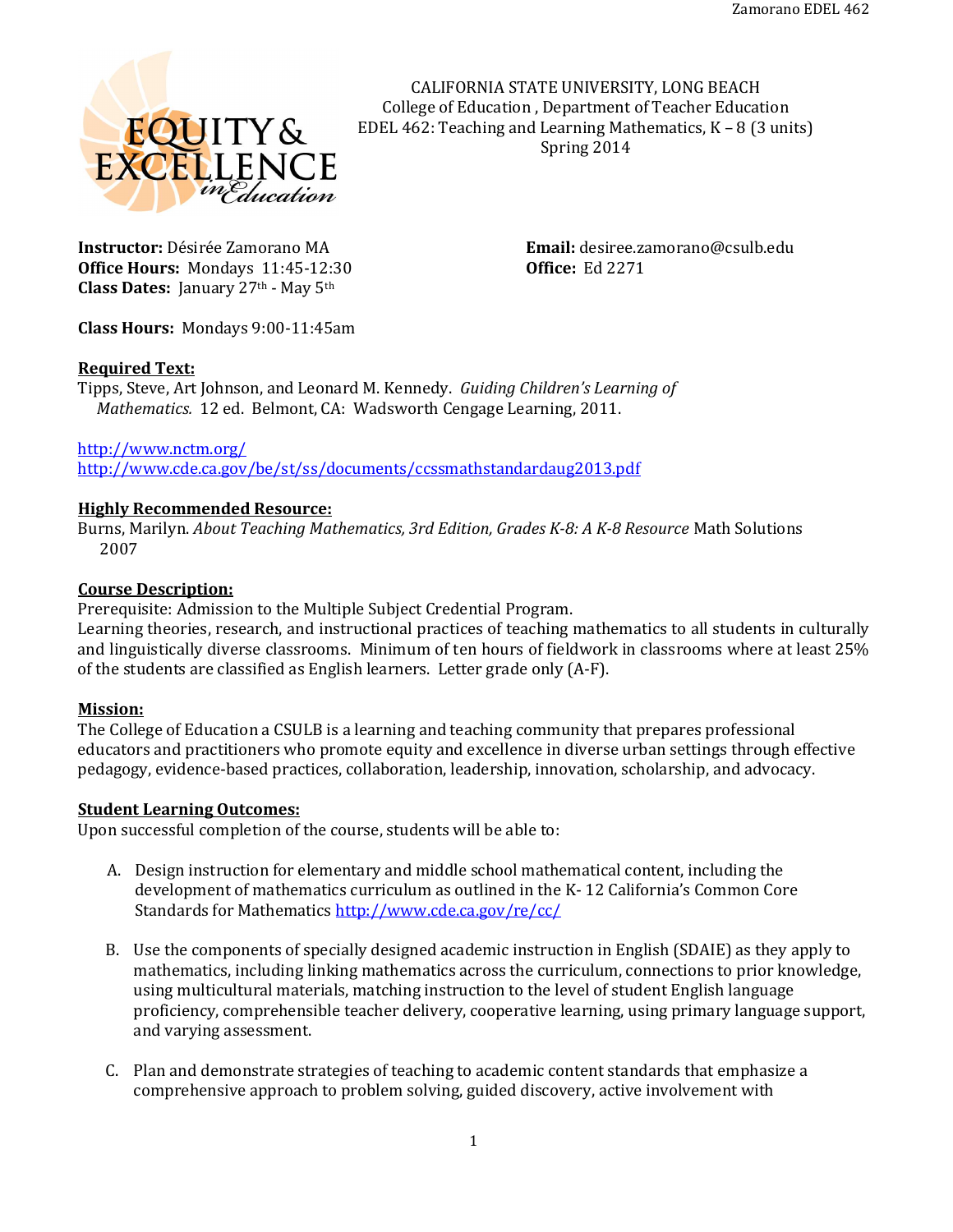CALIFORNIA STATE UNIVERSITY, LONG BEACH
College of Education , Department of Teacher Education
EDEL 462: Teaching and Learning Mathematics, K – 8 (3 units)
Spring 2014

**Instructor:** Désirée Zamorano MA
**Email:** desiree.zamorano@csulb.edu
**Office Hours:** Mondays 11:45-12:30
**Office:** Ed 2271
**Class Dates:** January 27th - May 5th

**Class Hours:** Mondays 9:00-11:45am

## Required Text:

Tipps, Steve, Art Johnson, and Leonard M. Kennedy. *Guiding Children's Learning of Mathematics.* 12 ed. Belmont, CA: Wadsworth Cengage Learning, 2011.

http://www.nctm.org/
http://www.cde.ca.gov/be/st/ss/documents/ccssmathstandardaug2013.pdf

## Highly Recommended Resource:

Burns, Marilyn. *About Teaching Mathematics, 3rd Edition, Grades K-8: A K-8 Resource* Math Solutions 2007

## Course Description:

Prerequisite: Admission to the Multiple Subject Credential Program.
Learning theories, research, and instructional practices of teaching mathematics to all students in culturally and linguistically diverse classrooms. Minimum of ten hours of fieldwork in classrooms where at least 25% of the students are classified as English learners. Letter grade only (A-F).

## Mission:

The College of Education a CSULB is a learning and teaching community that prepares professional educators and practitioners who promote equity and excellence in diverse urban settings through effective pedagogy, evidence-based practices, collaboration, leadership, innovation, scholarship, and advocacy.

## Student Learning Outcomes:

Upon successful completion of the course, students will be able to:

A. Design instruction for elementary and middle school mathematical content, including the development of mathematics curriculum as outlined in the K- 12 California's Common Core Standards for Mathematics http://www.cde.ca.gov/re/cc/

B. Use the components of specially designed academic instruction in English (SDAIE) as they apply to mathematics, including linking mathematics across the curriculum, connections to prior knowledge, using multicultural materials, matching instruction to the level of student English language proficiency, comprehensible teacher delivery, cooperative learning, using primary language support, and varying assessment.

C. Plan and demonstrate strategies of teaching to academic content standards that emphasize a comprehensive approach to problem solving, guided discovery, active involvement with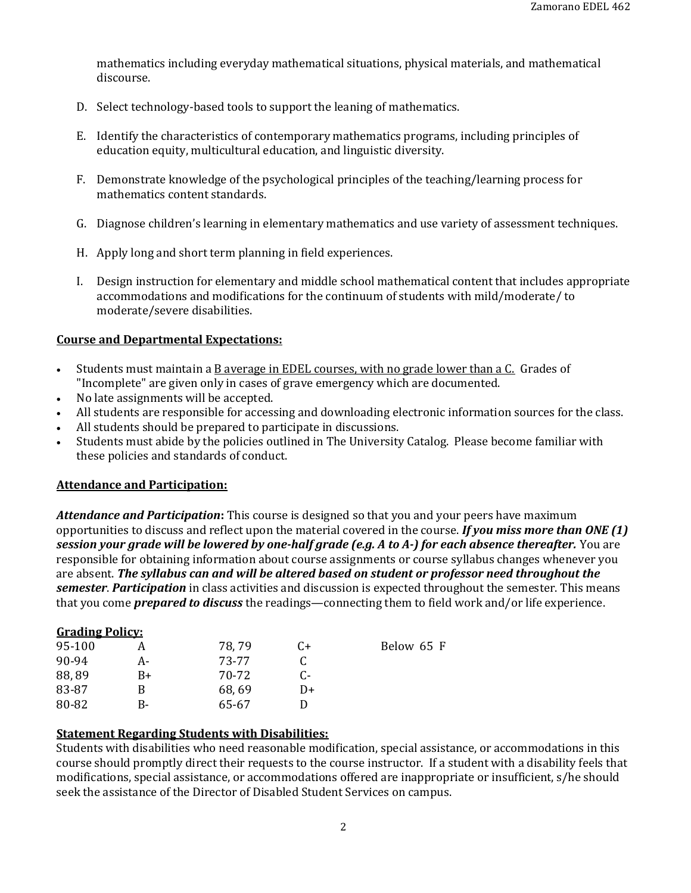mathematics including everyday mathematical situations, physical materials, and mathematical discourse.

D. Select technology-based tools to support the leaning of mathematics.

E. Identify the characteristics of contemporary mathematics programs, including principles of education equity, multicultural education, and linguistic diversity.

F. Demonstrate knowledge of the psychological principles of the teaching/learning process for mathematics content standards.

G. Diagnose children's learning in elementary mathematics and use variety of assessment techniques.

H. Apply long and short term planning in field experiences.

I. Design instruction for elementary and middle school mathematical content that includes appropriate accommodations and modifications for the continuum of students with mild/moderate/ to moderate/severe disabilities.

## Course and Departmental Expectations:

- Students must maintain a B average in EDEL courses, with no grade lower than a C. Grades of "Incomplete" are given only in cases of grave emergency which are documented.
- No late assignments will be accepted.
- All students are responsible for accessing and downloading electronic information sources for the class.
- All students should be prepared to participate in discussions.
- Students must abide by the policies outlined in The University Catalog. Please become familiar with these policies and standards of conduct.

## Attendance and Participation:

***Attendance and Participation*:** This course is designed so that you and your peers have maximum opportunities to discuss and reflect upon the material covered in the course. ***If you miss more than ONE (1) session your grade will be lowered by one-half grade (e.g. A to A-) for each absence thereafter.*** You are responsible for obtaining information about course assignments or course syllabus changes whenever you are absent. ***The syllabus can and will be altered based on student or professor need throughout the semester***. ***Participation*** in class activities and discussion is expected throughout the semester. This means that you come ***prepared to discuss*** the readings—connecting them to field work and/or life experience.

## Grading Policy:

| | | | | |
|---|---|---|---|---|
| 95-100 | A | 78, 79 | C+ | Below 65 F |
| 90-94 | A- | 73-77 | C | |
| 88, 89 | B+ | 70-72 | C- | |
| 83-87 | B | 68, 69 | D+ | |
| 80-82 | B- | 65-67 | D | |

## Statement Regarding Students with Disabilities:

Students with disabilities who need reasonable modification, special assistance, or accommodations in this course should promptly direct their requests to the course instructor. If a student with a disability feels that modifications, special assistance, or accommodations offered are inappropriate or insufficient, s/he should seek the assistance of the Director of Disabled Student Services on campus.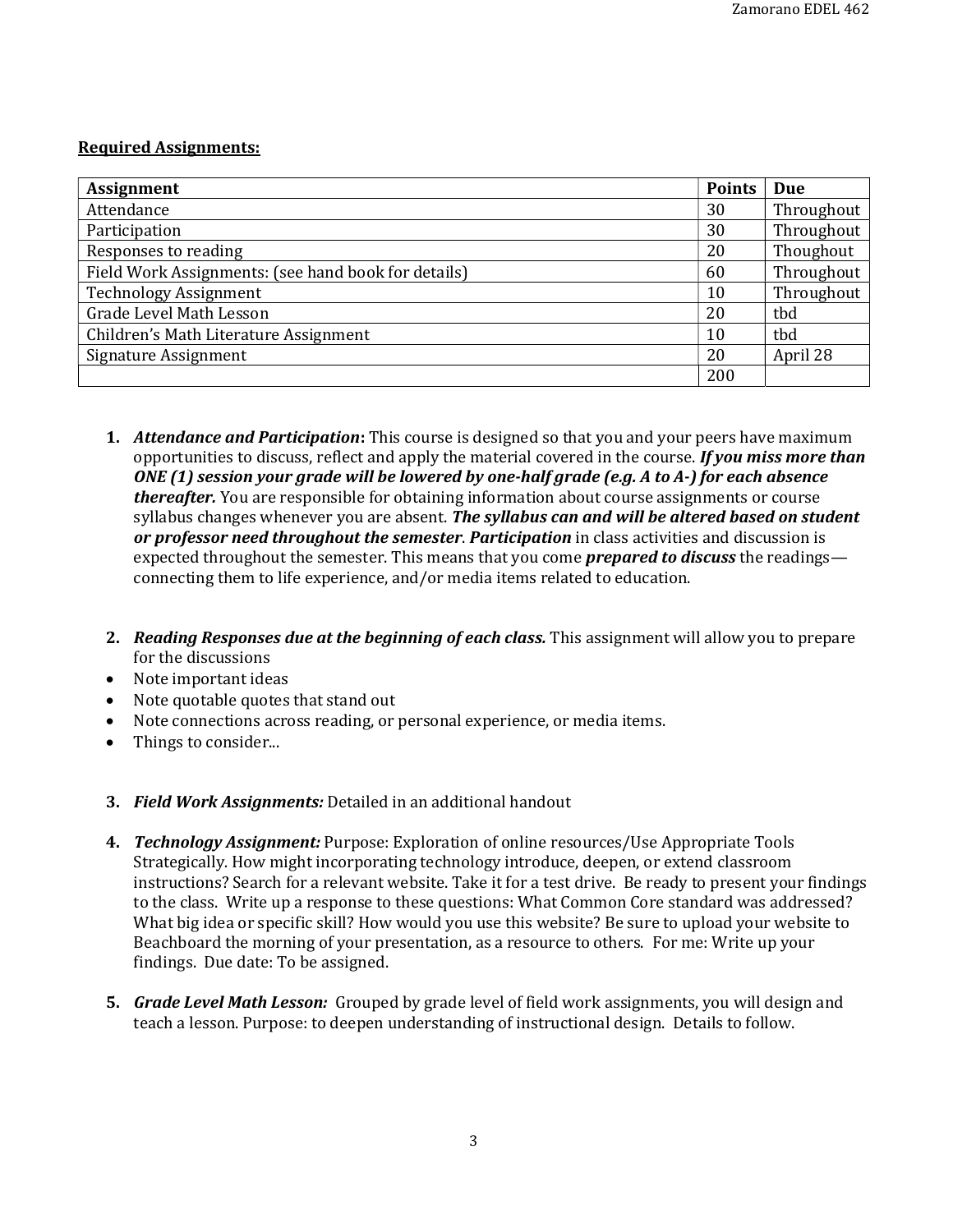**Required Assignments:**

| Assignment | Points | Due |
|---|---|---|
| Attendance | 30 | Throughout |
| Participation | 30 | Throughout |
| Responses to reading | 20 | Thoughout |
| Field Work Assignments: (see hand book for details) | 60 | Throughout |
| Technology Assignment | 10 | Throughout |
| Grade Level Math Lesson | 20 | tbd |
| Children's Math Literature Assignment | 10 | tbd |
| Signature Assignment | 20 | April 28 |
| | 200 | |

1. ***Attendance and Participation*:** This course is designed so that you and your peers have maximum opportunities to discuss, reflect and apply the material covered in the course. ***If you miss more than ONE (1) session your grade will be lowered by one-half grade (e.g. A to A-) for each absence thereafter.*** You are responsible for obtaining information about course assignments or course syllabus changes whenever you are absent. ***The syllabus can and will be altered based on student or professor need throughout the semester***. ***Participation*** in class activities and discussion is expected throughout the semester. This means that you come ***prepared to discuss*** the readings—connecting them to life experience, and/or media items related to education.

2. ***Reading Responses due at the beginning of each class.*** This assignment will allow you to prepare for the discussions

- Note important ideas
- Note quotable quotes that stand out
- Note connections across reading, or personal experience, or media items.
- Things to consider...

3. ***Field Work Assignments:*** Detailed in an additional handout

4. ***Technology Assignment:*** Purpose: Exploration of online resources/Use Appropriate Tools Strategically. How might incorporating technology introduce, deepen, or extend classroom instructions? Search for a relevant website. Take it for a test drive. Be ready to present your findings to the class. Write up a response to these questions: What Common Core standard was addressed? What big idea or specific skill? How would you use this website? Be sure to upload your website to Beachboard the morning of your presentation, as a resource to others. For me: Write up your findings. Due date: To be assigned.

5. ***Grade Level Math Lesson:*** Grouped by grade level of field work assignments, you will design and teach a lesson. Purpose: to deepen understanding of instructional design. Details to follow.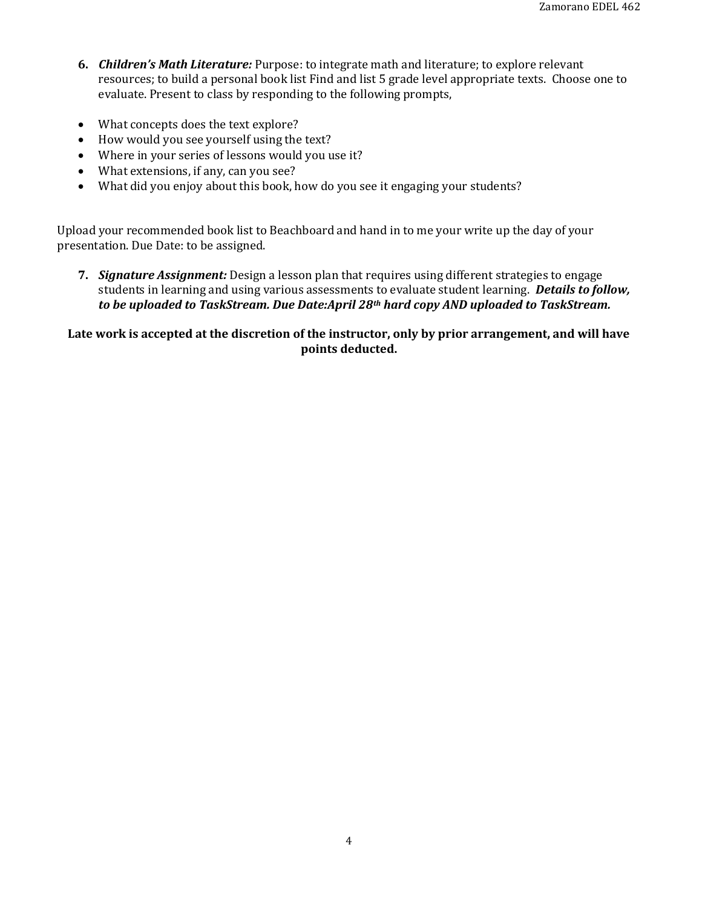6. ***Children's Math Literature:*** Purpose: to integrate math and literature; to explore relevant resources; to build a personal book list Find and list 5 grade level appropriate texts. Choose one to evaluate. Present to class by responding to the following prompts,

- What concepts does the text explore?
- How would you see yourself using the text?
- Where in your series of lessons would you use it?
- What extensions, if any, can you see?
- What did you enjoy about this book, how do you see it engaging your students?

Upload your recommended book list to Beachboard and hand in to me your write up the day of your presentation. Due Date: to be assigned.

7. ***Signature Assignment:*** Design a lesson plan that requires using different strategies to engage students in learning and using various assessments to evaluate student learning. ***Details to follow, to be uploaded to TaskStream. Due Date:April 28th hard copy AND uploaded to TaskStream.***

**Late work is accepted at the discretion of the instructor, only by prior arrangement, and will have points deducted.**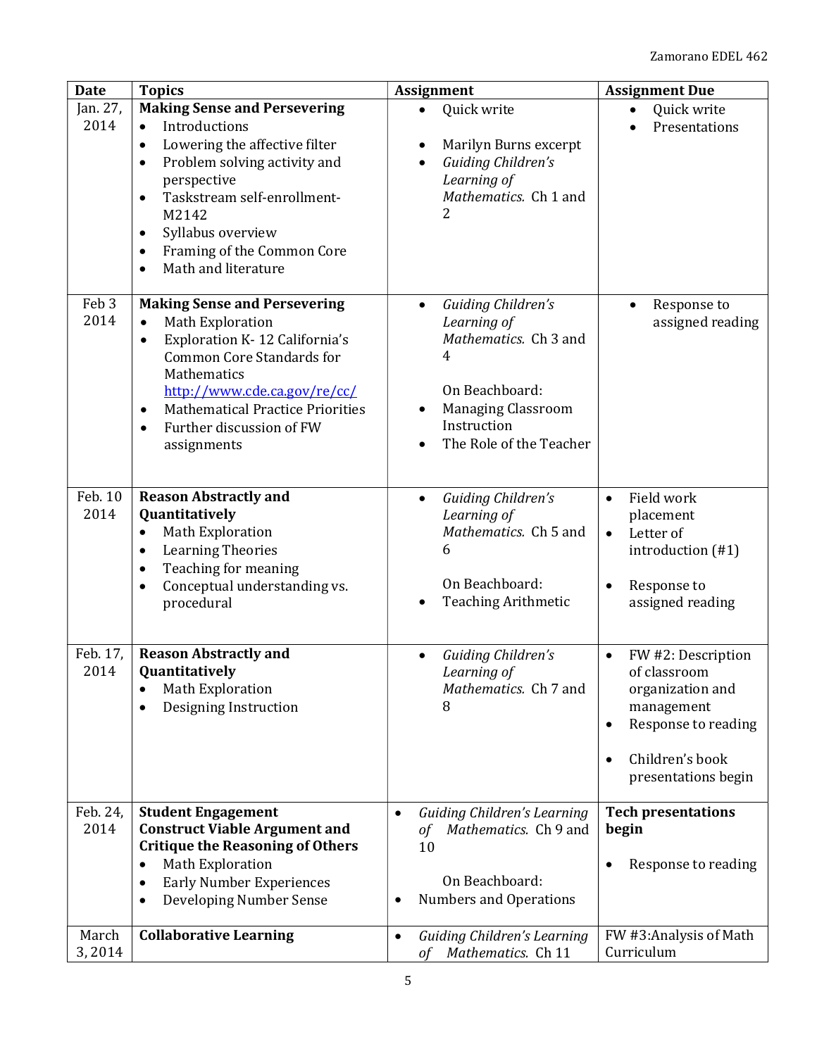| Date | Topics | Assignment | Assignment Due |
|---|---|---|---|
| Jan. 27, 2014 | **Making Sense and Persevering**<br>• Introductions<br>• Lowering the affective filter<br>• Problem solving activity and perspective<br>• Taskstream self-enrollment- M2142<br>• Syllabus overview<br>• Framing of the Common Core<br>• Math and literature | • Quick write<br><br>• Marilyn Burns excerpt<br>• *Guiding Children's Learning of Mathematics.* Ch 1 and 2 | • Quick write<br>• Presentations |
| Feb 3 2014 | **Making Sense and Persevering**<br>• Math Exploration<br>• Exploration K- 12 California's Common Core Standards for Mathematics http://www.cde.ca.gov/re/cc/<br>• Mathematical Practice Priorities<br>• Further discussion of FW assignments | • *Guiding Children's Learning of Mathematics.* Ch 3 and 4<br><br>On Beachboard:<br>• Managing Classroom Instruction<br>• The Role of the Teacher | • Response to assigned reading |
| Feb. 10 2014 | **Reason Abstractly and Quantitatively**<br>• Math Exploration<br>• Learning Theories<br>• Teaching for meaning<br>• Conceptual understanding vs. procedural | • *Guiding Children's Learning of Mathematics.* Ch 5 and 6<br><br>On Beachboard:<br>• Teaching Arithmetic | • Field work placement<br>• Letter of introduction (#1)<br><br>• Response to assigned reading |
| Feb. 17, 2014 | **Reason Abstractly and Quantitatively**<br>• Math Exploration<br>• Designing Instruction | • *Guiding Children's Learning of Mathematics.* Ch 7 and 8 | • FW #2: Description of classroom organization and management<br>• Response to reading<br><br>• Children's book presentations begin |
| Feb. 24, 2014 | **Student Engagement**<br>**Construct Viable Argument and Critique the Reasoning of Others**<br>• Math Exploration<br>• Early Number Experiences<br>• Developing Number Sense | • *Guiding Children's Learning of Mathematics.* Ch 9 and 10<br><br>On Beachboard:<br>• Numbers and Operations | **Tech presentations begin**<br><br>• Response to reading |
| March 3, 2014 | **Collaborative Learning** | • *Guiding Children's Learning of Mathematics.* Ch 11 | FW #3:Analysis of Math Curriculum |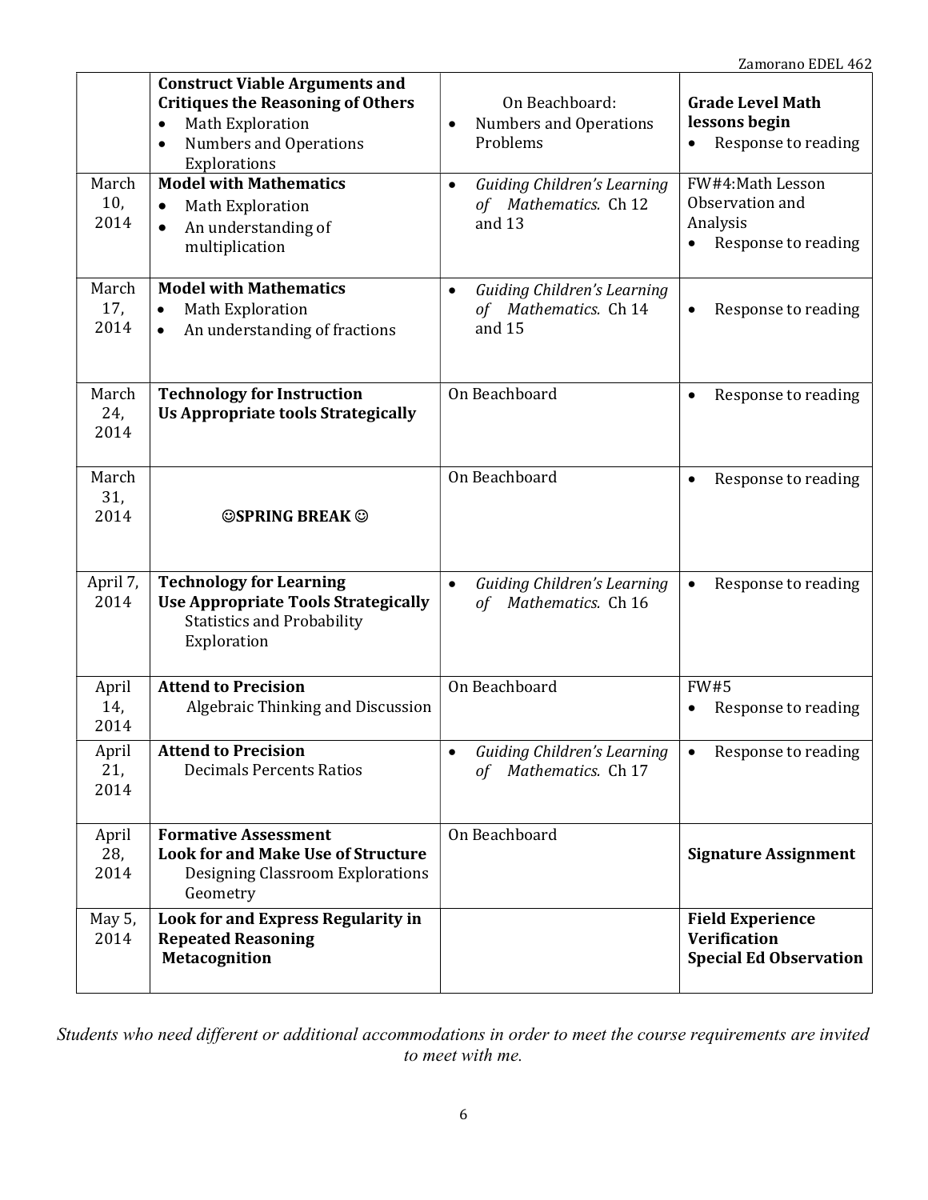| | | | |
|---|---|---|---|
| | **Construct Viable Arguments and Critiques the Reasoning of Others**<br>• Math Exploration<br>• Numbers and Operations Explorations | On Beachboard:<br>• Numbers and Operations Problems | **Grade Level Math lessons begin**<br>• Response to reading |
| March 10, 2014 | **Model with Mathematics**<br>• Math Exploration<br>• An understanding of multiplication | • *Guiding Children's Learning of Mathematics.* Ch 12 and 13 | FW#4:Math Lesson Observation and Analysis<br>• Response to reading |
| March 17, 2014 | **Model with Mathematics**<br>• Math Exploration<br>• An understanding of fractions | • *Guiding Children's Learning of Mathematics.* Ch 14 and 15 | • Response to reading |
| March 24, 2014 | **Technology for Instruction**<br>**Us Appropriate tools Strategically** | On Beachboard | • Response to reading |
| March 31, 2014 | ☺**SPRING BREAK** ☺ | On Beachboard | • Response to reading |
| April 7, 2014 | **Technology for Learning**<br>**Use Appropriate Tools Strategically**<br>Statistics and Probability Exploration | • *Guiding Children's Learning of Mathematics.* Ch 16 | • Response to reading |
| April 14, 2014 | **Attend to Precision**<br>Algebraic Thinking and Discussion | On Beachboard | FW#5<br>• Response to reading |
| April 21, 2014 | **Attend to Precision**<br>Decimals Percents Ratios | • *Guiding Children's Learning of Mathematics.* Ch 17 | • Response to reading |
| April 28, 2014 | **Formative Assessment**<br>**Look for and Make Use of Structure**<br>Designing Classroom Explorations Geometry | On Beachboard | **Signature Assignment** |
| May 5, 2014 | **Look for and Express Regularity in Repeated Reasoning**<br>**Metacognition** | | **Field Experience Verification**<br>**Special Ed Observation** |

*Students who need different or additional accommodations in order to meet the course requirements are invited to meet with me.*